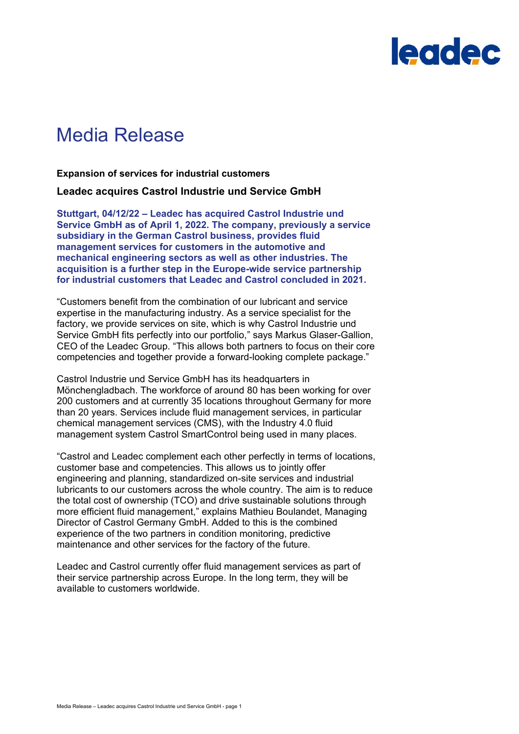# Media Release

**Expansion of services for industrial customers**

## Leadec acquires Castrol Industrie und Service GmbH

**Stuttgart, 04/12/22 – Leadec has acquired Castrol Industrie und Service GmbH as of April 1, 2022. The company, previously a service subsidiary in the German Castrol business, provides fluid management services for customers in the automotive and mechanical engineering sectors as well as other industries. The acquisition is a further step in the Europe-wide service partnership for industrial customers that Leadec and Castrol concluded in 2021.**

"Customers benefit from the combination of our lubricant and service expertise in the manufacturing industry. As a service specialist for the factory, we provide services on site, which is why Castrol Industrie und Service GmbH fits perfectly into our portfolio," says Markus Glaser-Gallion, CEO of the Leadec Group. "This allows both partners to focus on their core competencies and together provide a forward-looking complete package."

Castrol Industrie und Service GmbH has its headquarters in Mönchengladbach. The workforce of around 80 has been working for over 200 customers and at currently 35 locations throughout Germany for more than 20 years. Services include fluid management services, in particular chemical management services (CMS), with the Industry 4.0 fluid management system Castrol SmartControl being used in many places.

"Castrol and Leadec complement each other perfectly in terms of locations, customer base and competencies. This allows us to jointly offer engineering and planning, standardized on-site services and industrial lubricants to our customers across the whole country. The aim is to reduce the total cost of ownership (TCO) and drive sustainable solutions through more efficient fluid management," explains Mathieu Boulandet, Managing Director of Castrol Germany GmbH. Added to this is the combined experience of the two partners in condition monitoring, predictive maintenance and other services for the factory of the future.

Leadec and Castrol currently offer fluid management services as part of their service partnership across Europe. In the long term, they will be available to customers worldwide.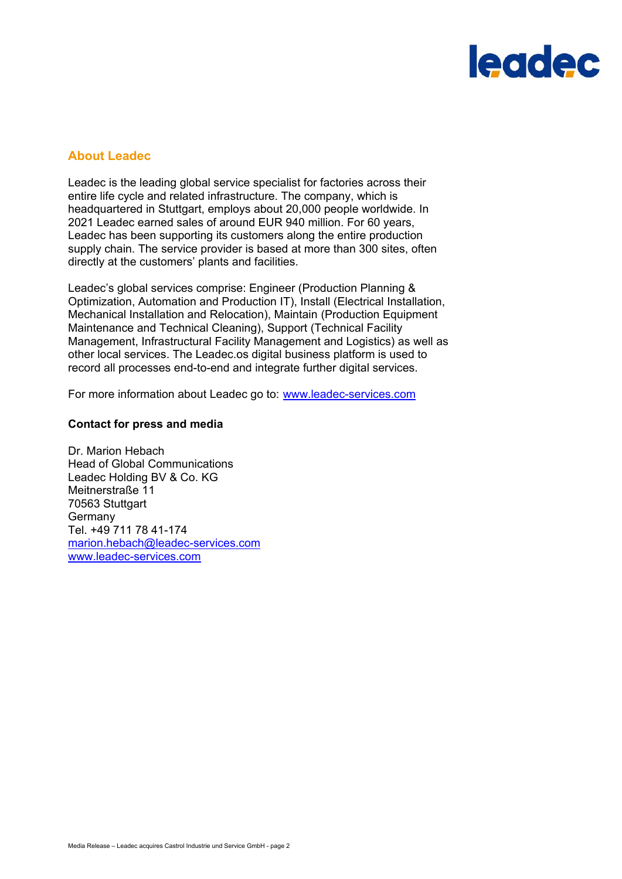## About Leadec

Leadec is the leading global service specialist for factories across their entire life cycle and related infrastructure. The company, which is headquartered in Stuttgart, employs about 20,000 people worldwide. In 2021 Leadec earned sales of around EUR 940 million. For 60 years, Leadec has been supporting its customers along the entire production supply chain. The service provider is based at more than 300 sites, often directly at the customers' plants and facilities.

Leadec's global services comprise: Engineer (Production Planning & Optimization, Automation and Production IT), Install (Electrical Installation, Mechanical Installation and Relocation), Maintain (Production Equipment Maintenance and Technical Cleaning), Support (Technical Facility Management, Infrastructural Facility Management and Logistics) as well as other local services. The Leadec.os digital business platform is used to record all processes end-to-end and integrate further digital services.

For more information about Leadec go to: www.leadec-services.com

**Contact for press and media**

Dr. Marion Hebach
Head of Global Communications
Leadec Holding BV & Co. KG
Meitnerstraße 11
70563 Stuttgart
Germany
Tel. +49 711 78 41-174
marion.hebach@leadec-services.com
www.leadec-services.com